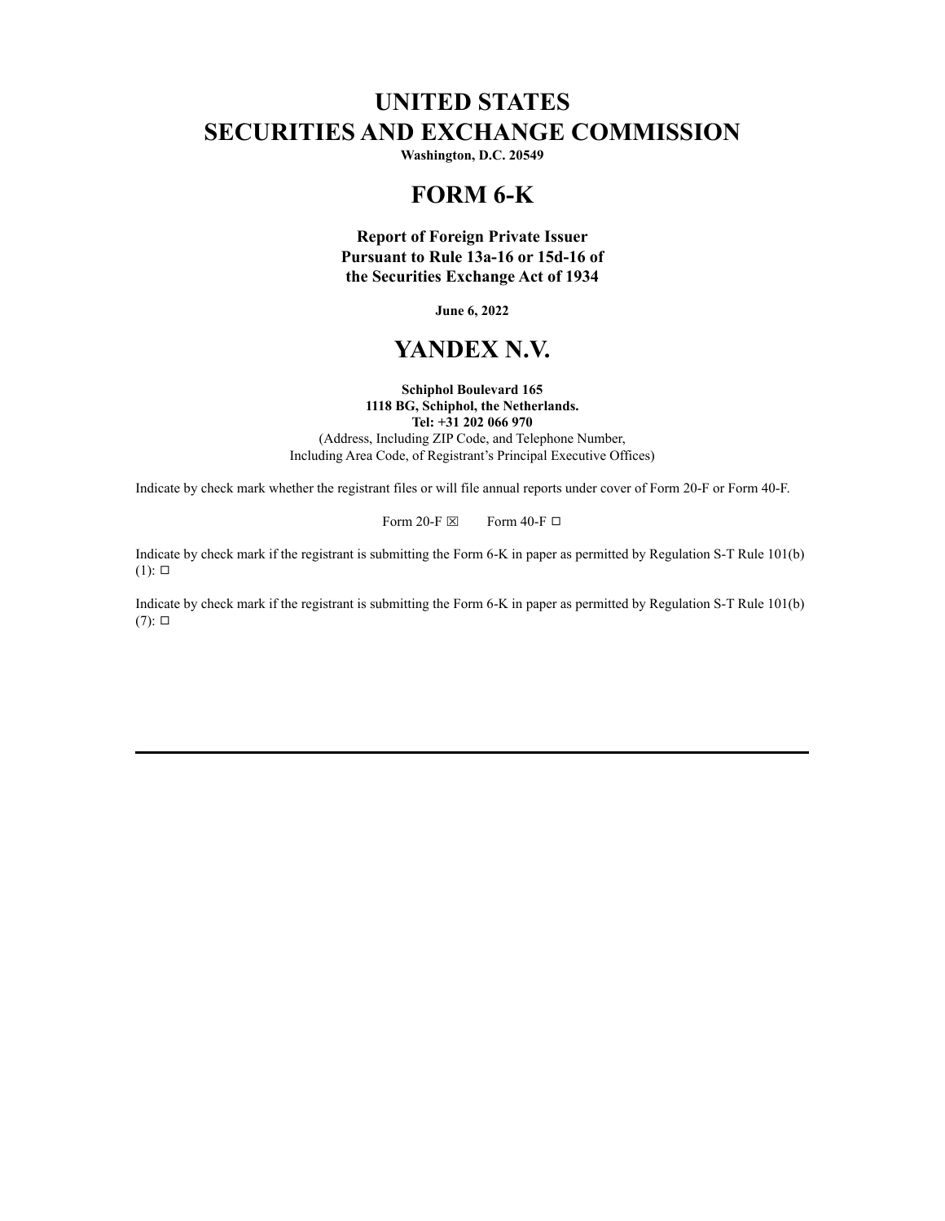# UNITED STATES
# SECURITIES AND EXCHANGE COMMISSION

**Washington, D.C. 20549**

# FORM 6-K

**Report of Foreign Private Issuer**
**Pursuant to Rule 13a-16 or 15d-16 of**
**the Securities Exchange Act of 1934**

**June 6, 2022**

# YANDEX N.V.

**Schiphol Boulevard 165**
**1118 BG, Schiphol, the Netherlands.**
**Tel: +31 202 066 970**
(Address, Including ZIP Code, and Telephone Number,
Including Area Code, of Registrant's Principal Executive Offices)

Indicate by check mark whether the registrant files or will file annual reports under cover of Form 20-F or Form 40-F.

Form 20-F ☒ Form 40-F ☐

Indicate by check mark if the registrant is submitting the Form 6-K in paper as permitted by Regulation S-T Rule 101(b)(1): ☐

Indicate by check mark if the registrant is submitting the Form 6-K in paper as permitted by Regulation S-T Rule 101(b)(7): ☐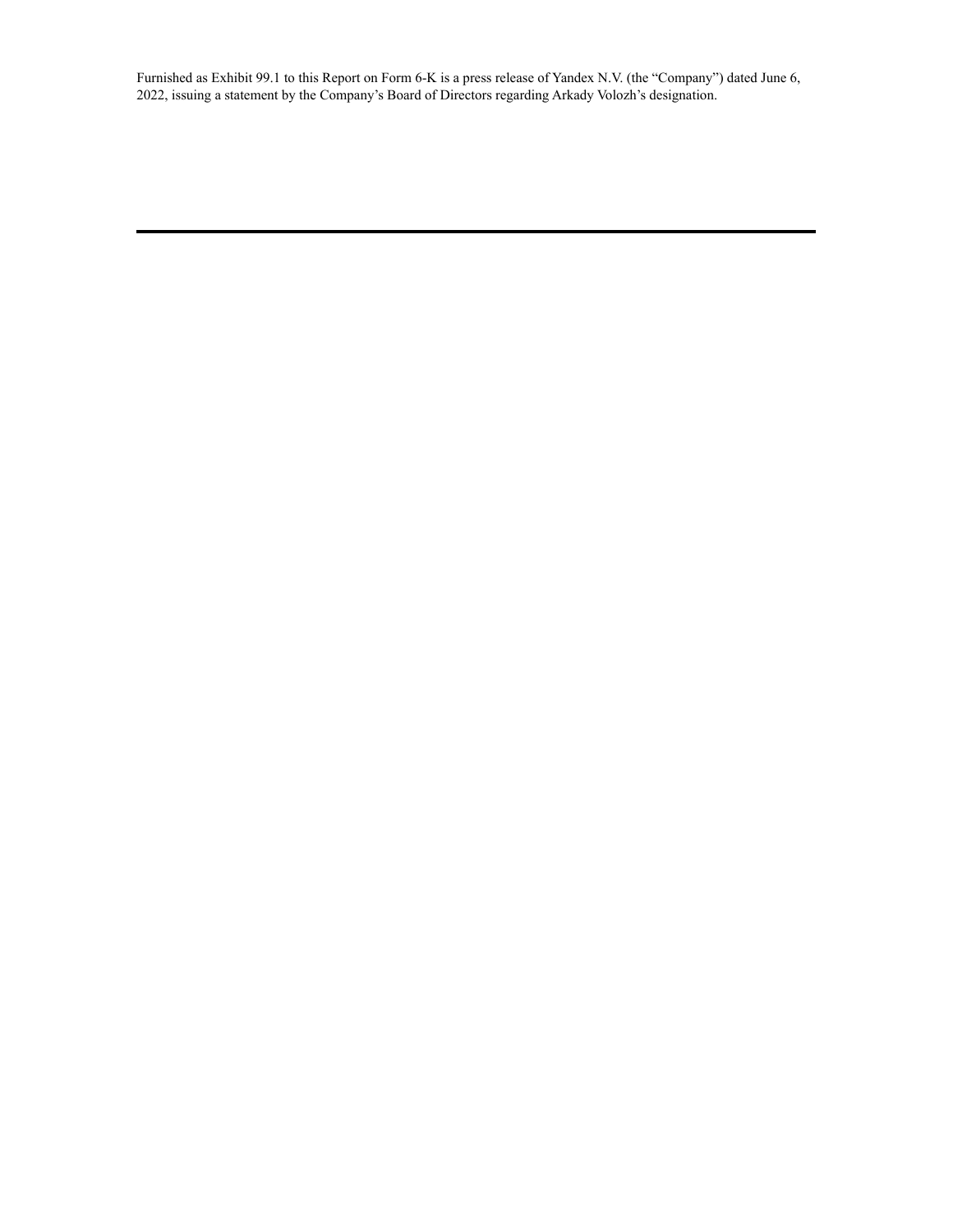Furnished as Exhibit 99.1 to this Report on Form 6-K is a press release of Yandex N.V. (the "Company") dated June 6, 2022, issuing a statement by the Company's Board of Directors regarding Arkady Volozh's designation.

---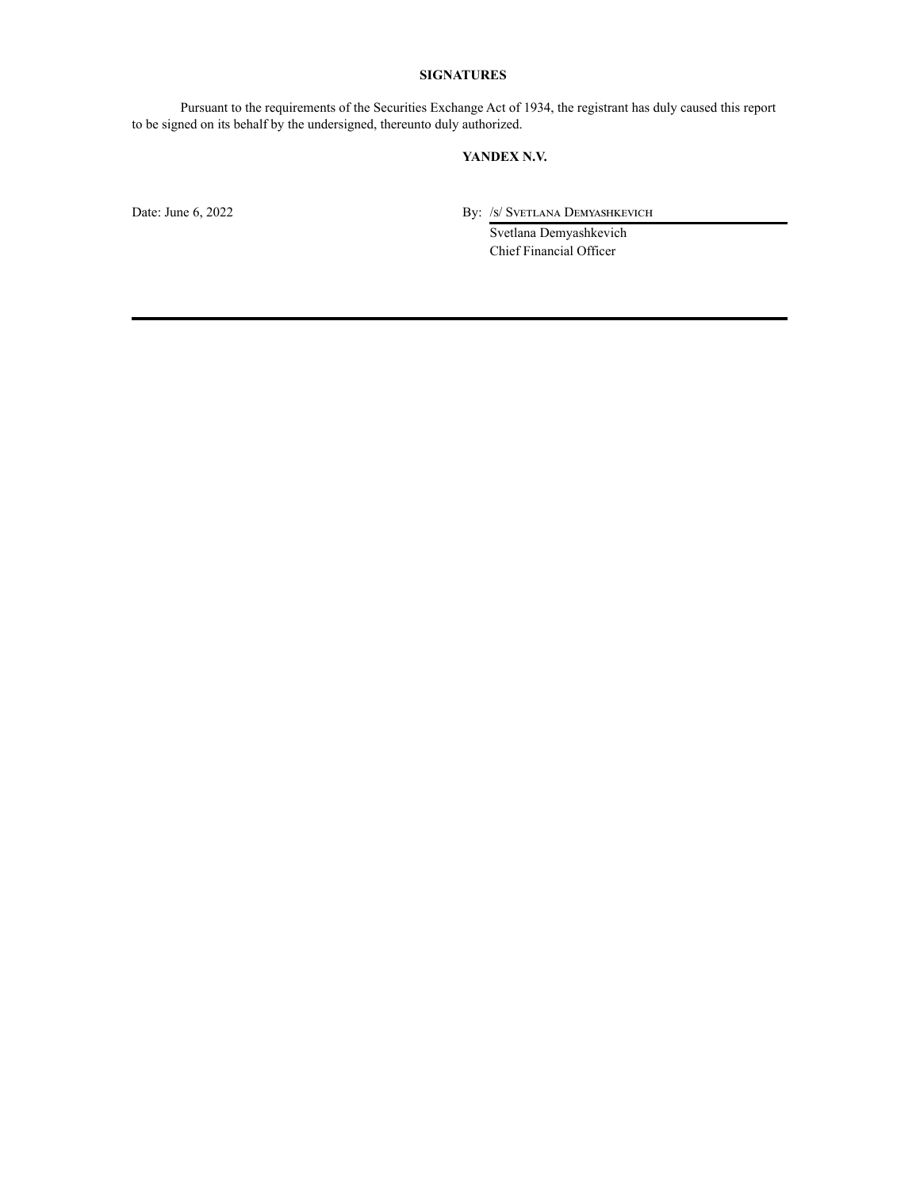## SIGNATURES

Pursuant to the requirements of the Securities Exchange Act of 1934, the registrant has duly caused this report to be signed on its behalf by the undersigned, thereunto duly authorized.

**YANDEX N.V.**

Date: June 6, 2022

By: /s/ Svetlana Demyashkevich
Svetlana Demyashkevich
Chief Financial Officer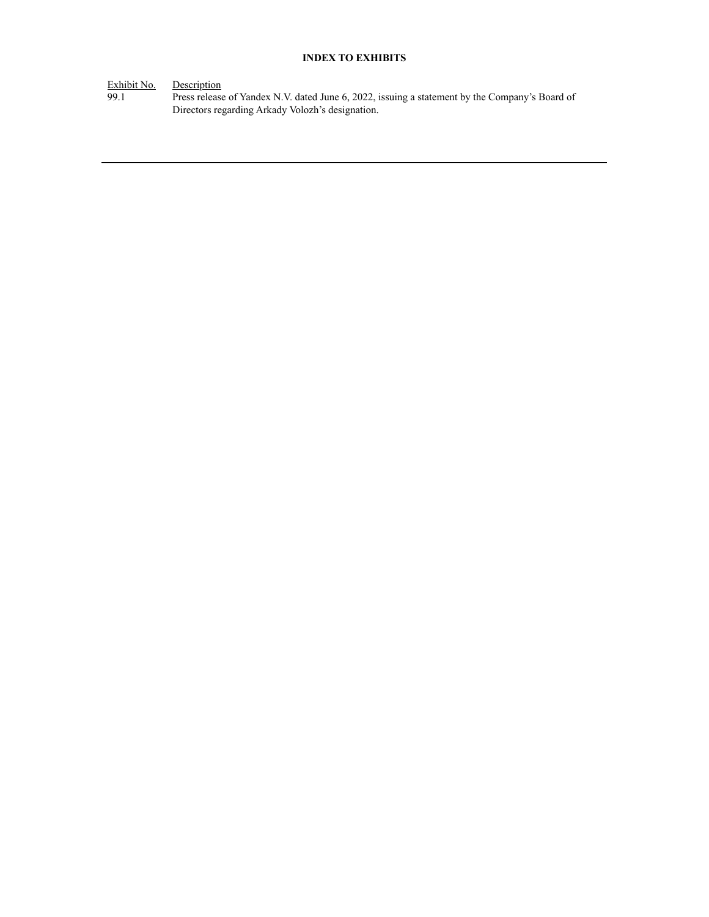**INDEX TO EXHIBITS**

| Exhibit No. | Description |
| --- | --- |
| 99.1 | Press release of Yandex N.V. dated June 6, 2022, issuing a statement by the Company’s Board of Directors regarding Arkady Volozh’s designation. |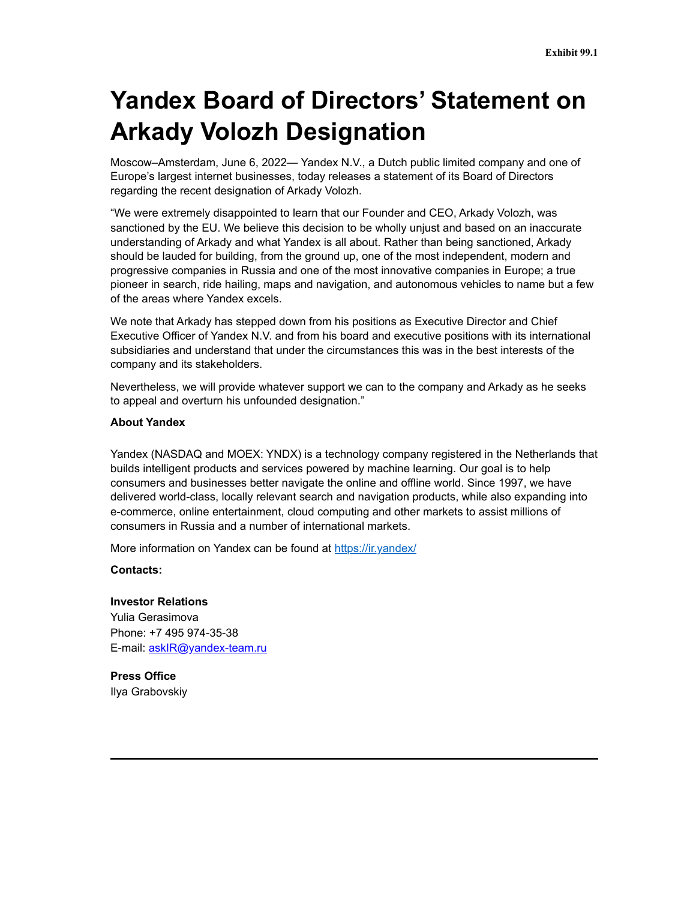Exhibit 99.1

# Yandex Board of Directors' Statement on Arkady Volozh Designation

Moscow–Amsterdam, June 6, 2022— Yandex N.V., a Dutch public limited company and one of Europe's largest internet businesses, today releases a statement of its Board of Directors regarding the recent designation of Arkady Volozh.

"We were extremely disappointed to learn that our Founder and CEO, Arkady Volozh, was sanctioned by the EU. We believe this decision to be wholly unjust and based on an inaccurate understanding of Arkady and what Yandex is all about. Rather than being sanctioned, Arkady should be lauded for building, from the ground up, one of the most independent, modern and progressive companies in Russia and one of the most innovative companies in Europe; a true pioneer in search, ride hailing, maps and navigation, and autonomous vehicles to name but a few of the areas where Yandex excels.

We note that Arkady has stepped down from his positions as Executive Director and Chief Executive Officer of Yandex N.V. and from his board and executive positions with its international subsidiaries and understand that under the circumstances this was in the best interests of the company and its stakeholders.

Nevertheless, we will provide whatever support we can to the company and Arkady as he seeks to appeal and overturn his unfounded designation."

**About Yandex**

Yandex (NASDAQ and MOEX: YNDX) is a technology company registered in the Netherlands that builds intelligent products and services powered by machine learning. Our goal is to help consumers and businesses better navigate the online and offline world. Since 1997, we have delivered world-class, locally relevant search and navigation products, while also expanding into e-commerce, online entertainment, cloud computing and other markets to assist millions of consumers in Russia and a number of international markets.

More information on Yandex can be found at [https://ir.yandex/](https://ir.yandex/)

**Contacts:**

**Investor Relations**
Yulia Gerasimova
Phone: +7 495 974-35-38
E-mail: [askIR@yandex-team.ru](mailto:askIR@yandex-team.ru)

**Press Office**
Ilya Grabovskiy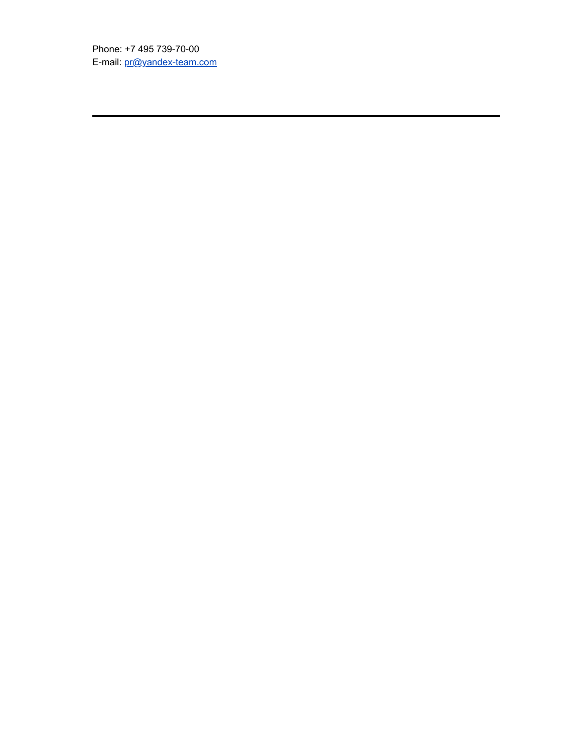Phone: +7 495 739-70-00
E-mail: pr@yandex-team.com

---